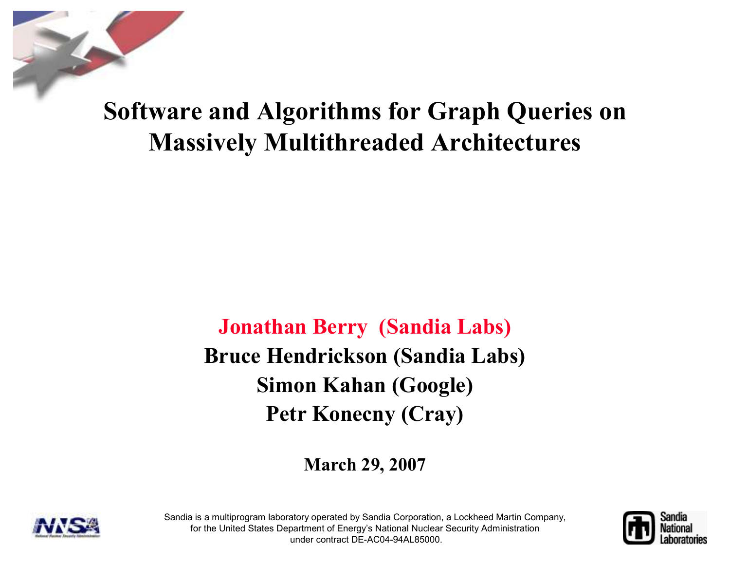# Software and Algorithms for Graph Queries on Massively Multithreaded Architectures

**Jonathan Berry (Sandia Labs)**

**Bruce Hendrickson (Sandia Labs)**

**Simon Kahan (Google)**

**Petr Konecny (Cray)**

**March 29, 2007**

Sandia is a multiprogram laboratory operated by Sandia Corporation, a Lockheed Martin Company, for the United States Department of Energy's National Nuclear Security Administration under contract DE-AC04-94AL85000.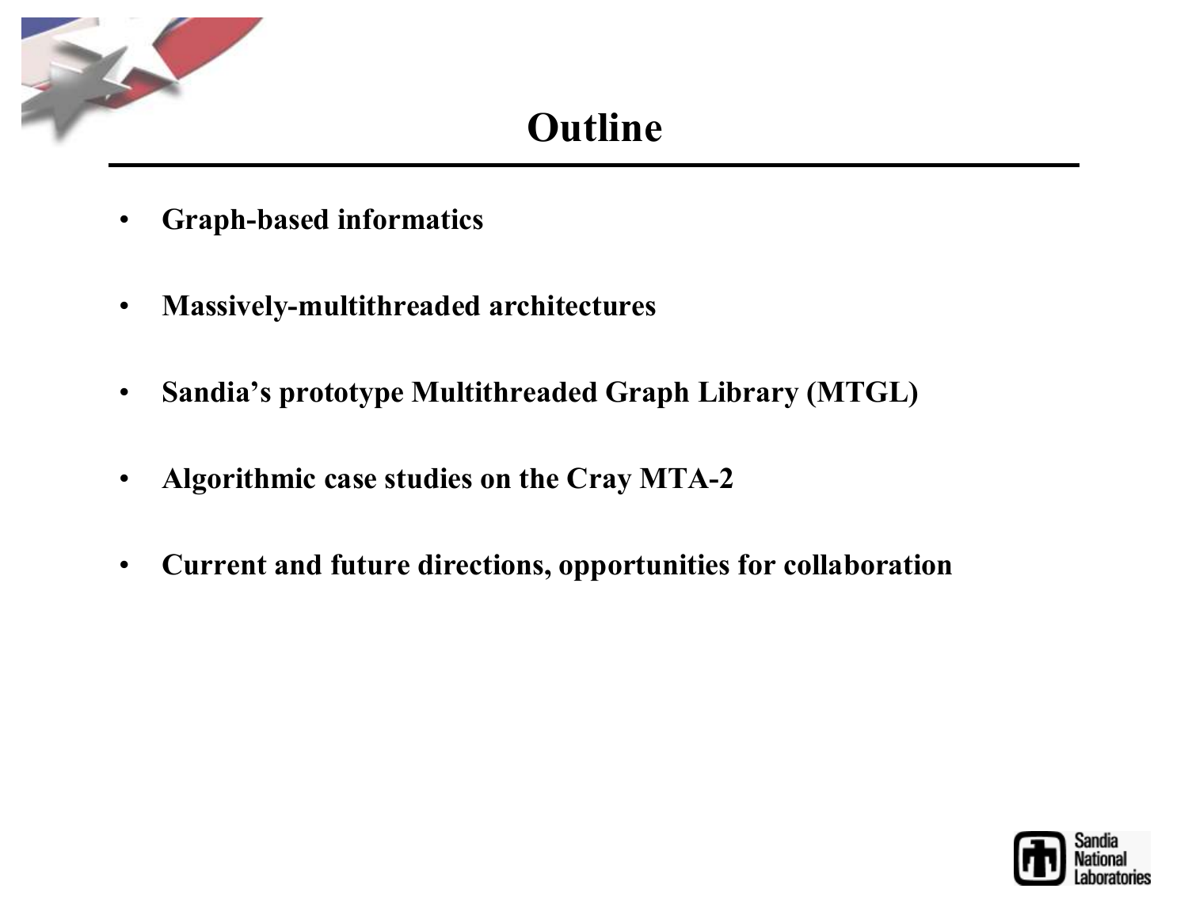# Outline

- **Graph-based informatics**
- **Massively-multithreaded architectures**
- **Sandia's prototype Multithreaded Graph Library (MTGL)**
- **Algorithmic case studies on the Cray MTA-2**
- **Current and future directions, opportunities for collaboration**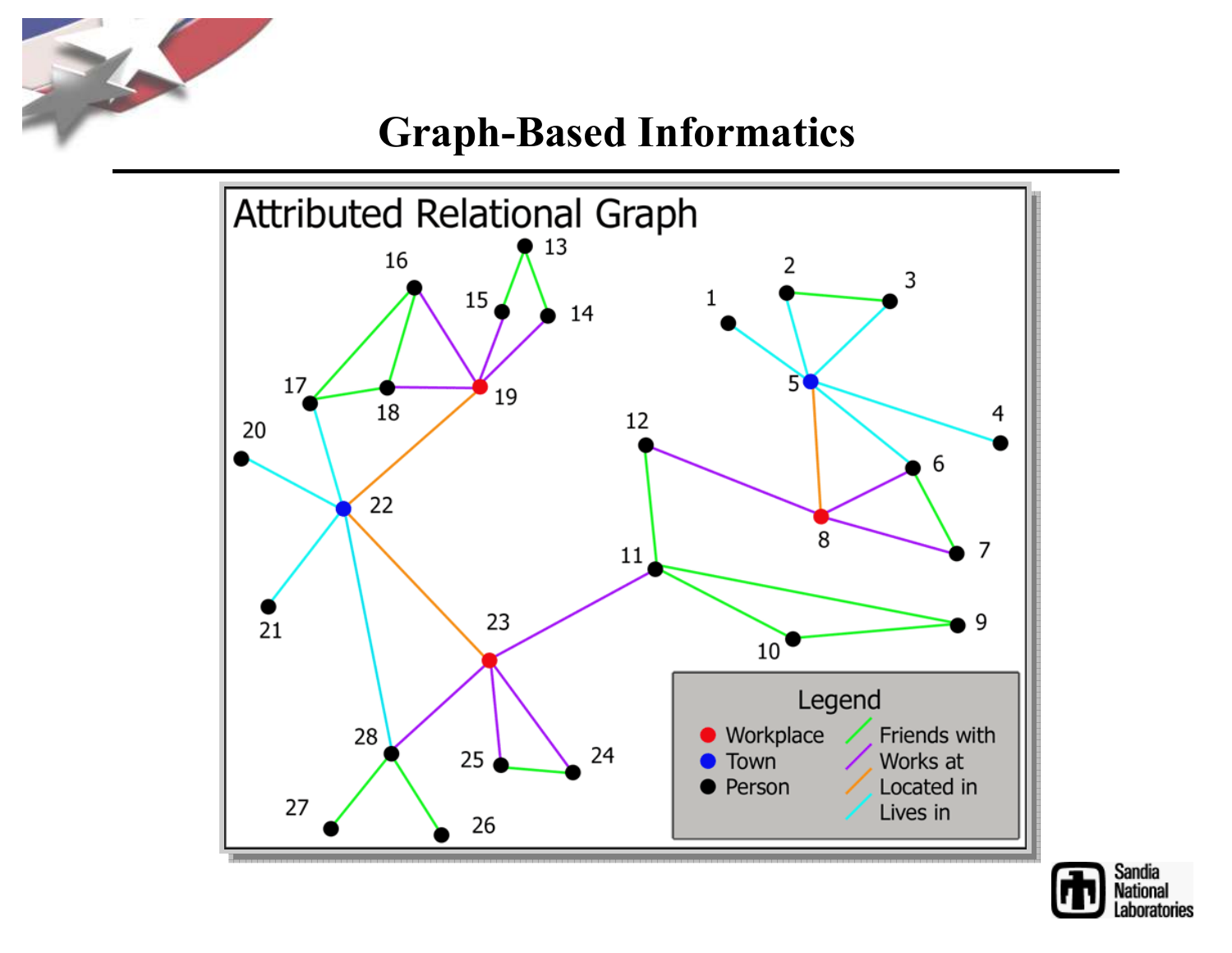# Graph-Based Informatics

Attributed Relational Graph

Legend

- Workplace
- Town
- Person

- Friends with
- Works at
- Located in
- Lives in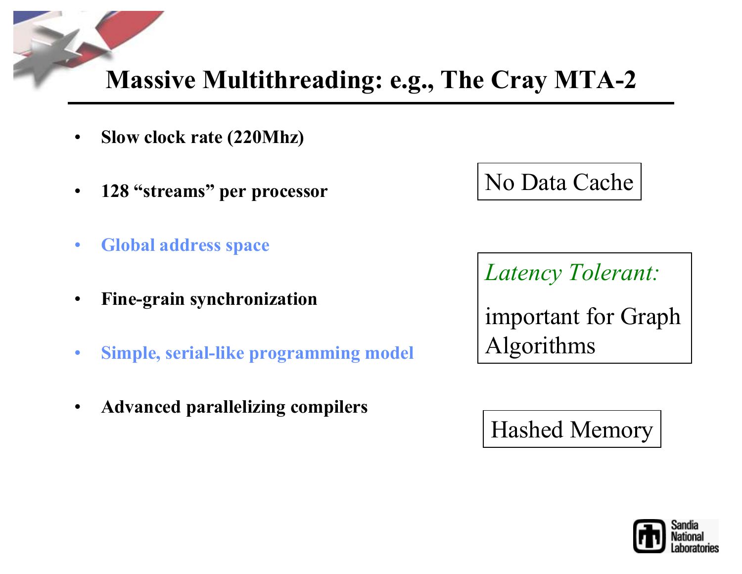# Massive Multithreading: e.g., The Cray MTA-2

- **Slow clock rate (220Mhz)**
- **128 "streams" per processor**
- **Global address space**
- **Fine-grain synchronization**
- **Simple, serial-like programming model**
- **Advanced parallelizing compilers**

No Data Cache

*Latency Tolerant:*

important for Graph Algorithms

Hashed Memory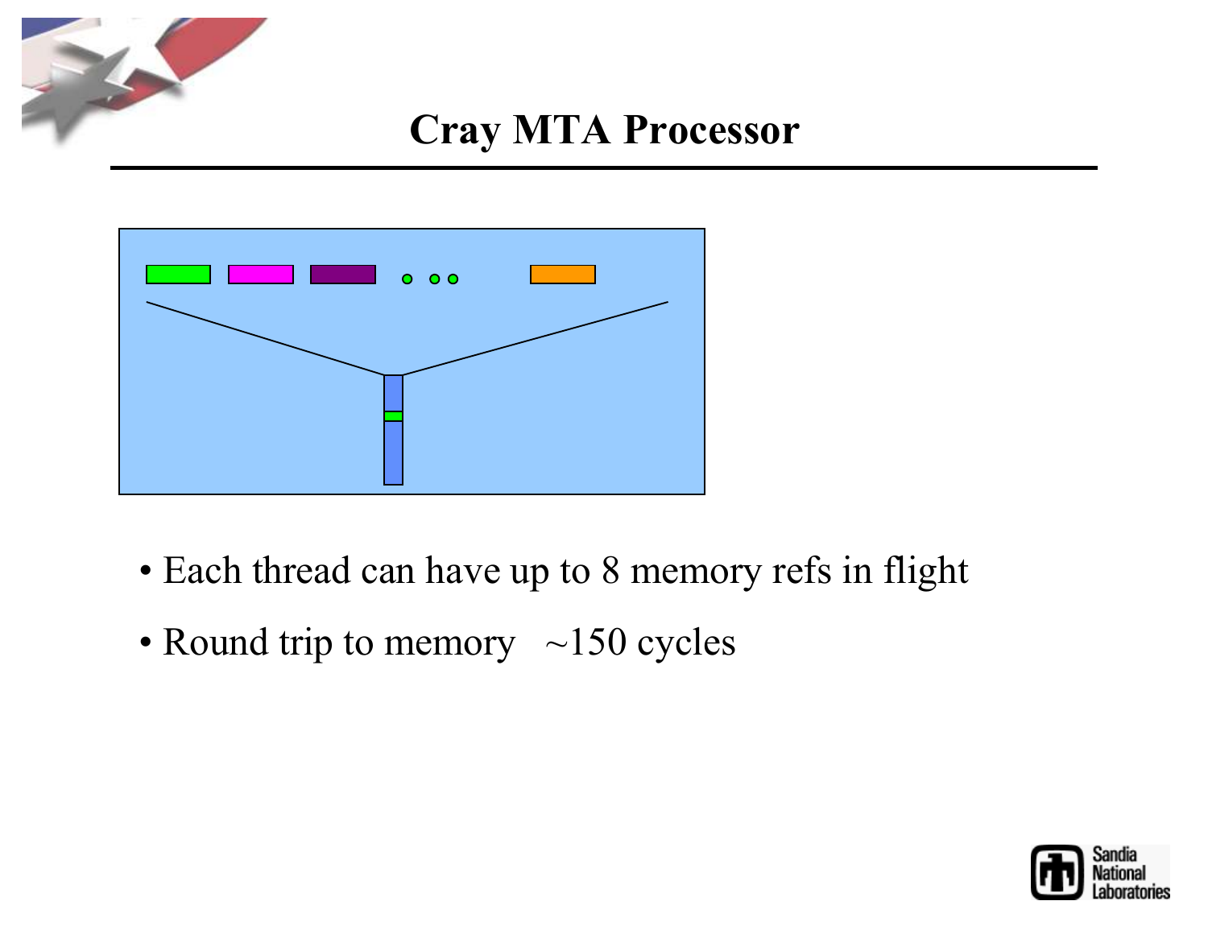# Cray MTA Processor

- Each thread can have up to 8 memory refs in flight
- Round trip to memory ~150 cycles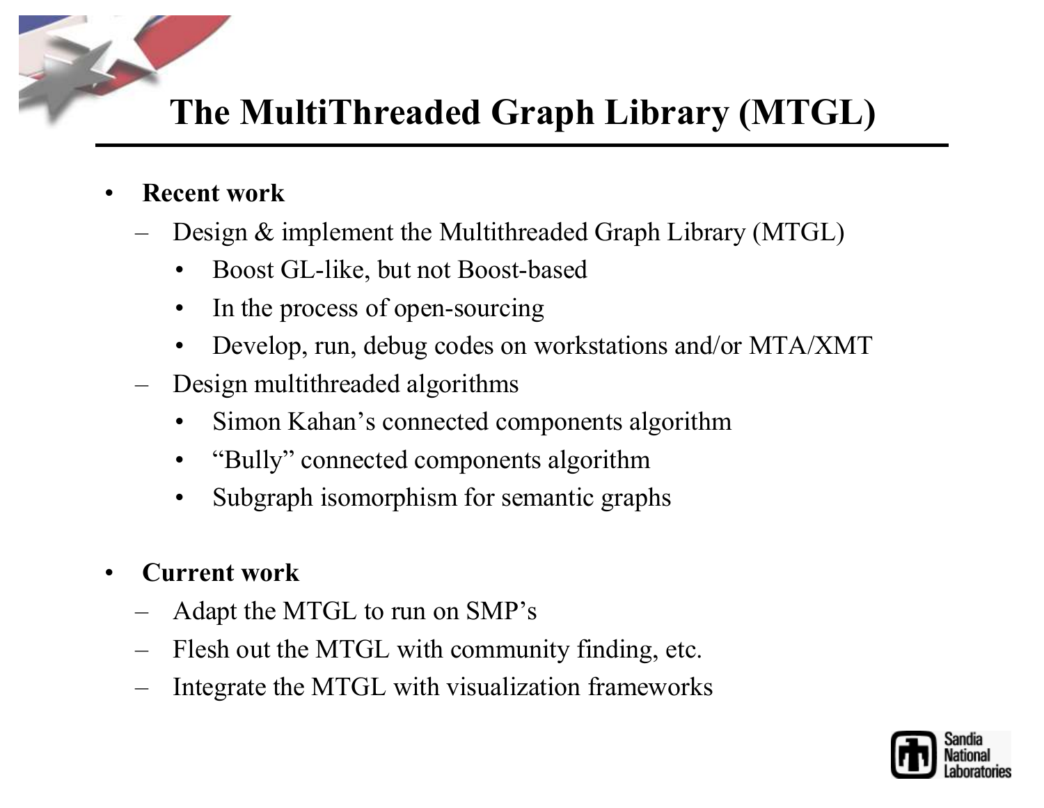# The MultiThreaded Graph Library (MTGL)

- **Recent work**
  - Design & implement the Multithreaded Graph Library (MTGL)
    - Boost GL-like, but not Boost-based
    - In the process of open-sourcing
    - Develop, run, debug codes on workstations and/or MTA/XMT
  - Design multithreaded algorithms
    - Simon Kahan's connected components algorithm
    - "Bully" connected components algorithm
    - Subgraph isomorphism for semantic graphs

- **Current work**
  - Adapt the MTGL to run on SMP's
  - Flesh out the MTGL with community finding, etc.
  - Integrate the MTGL with visualization frameworks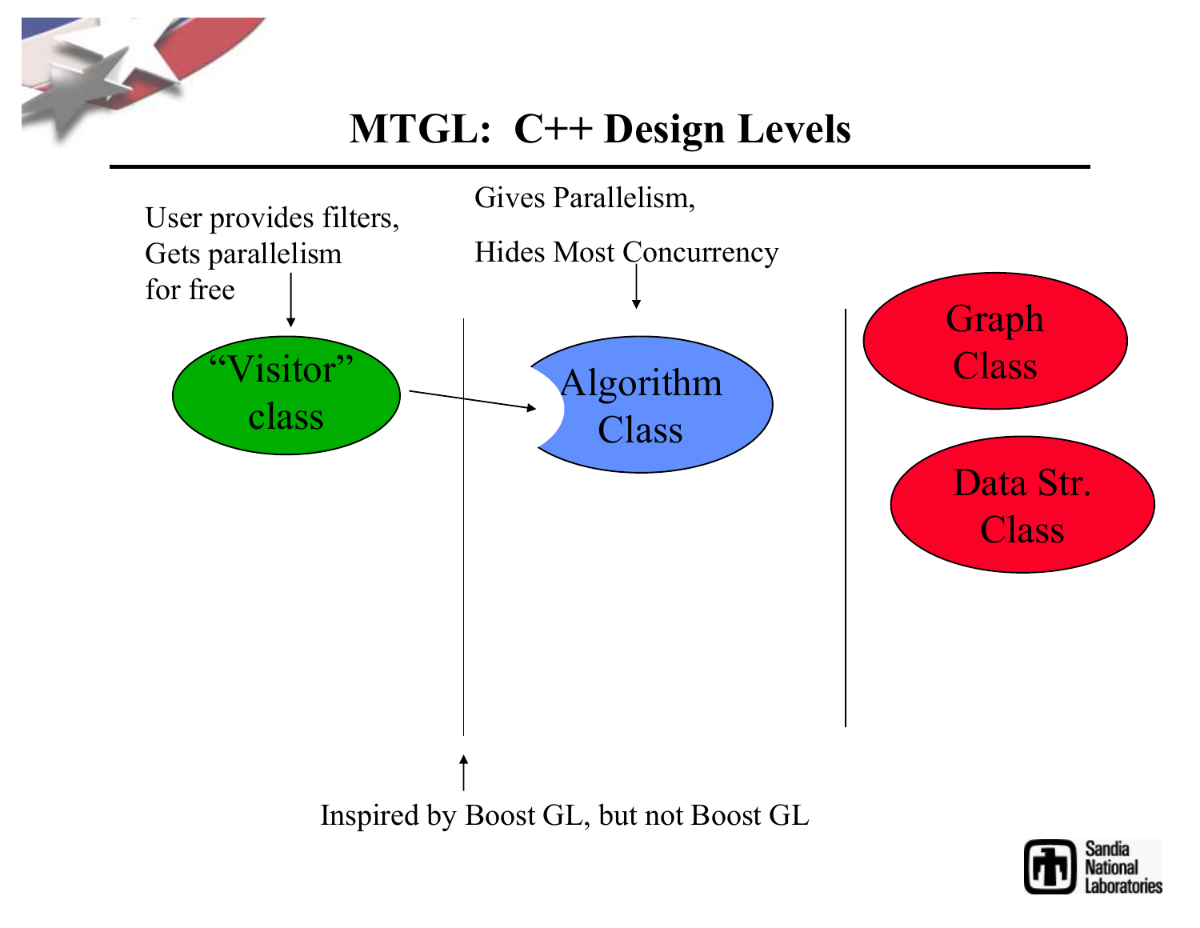# MTGL: C++ Design Levels

User provides filters, Gets parallelism for free

Gives Parallelism,

Hides Most Concurrency

"Visitor" class

Algorithm Class

Graph Class

Data Str. Class

Inspired by Boost GL, but not Boost GL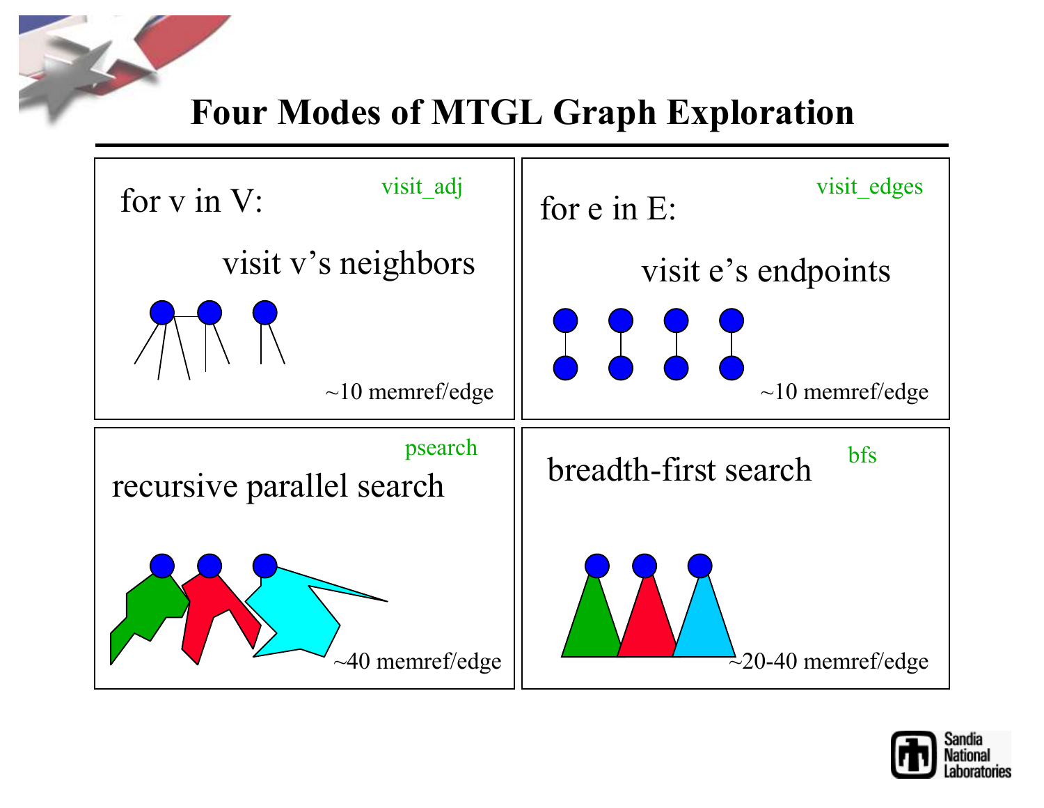# Four Modes of MTGL Graph Exploration

**visit_adj**

for v in V:

visit v's neighbors

~10 memref/edge

**visit_edges**

for e in E:

visit e's endpoints

~10 memref/edge

**psearch**

recursive parallel search

~40 memref/edge

**bfs**

breadth-first search

~20-40 memref/edge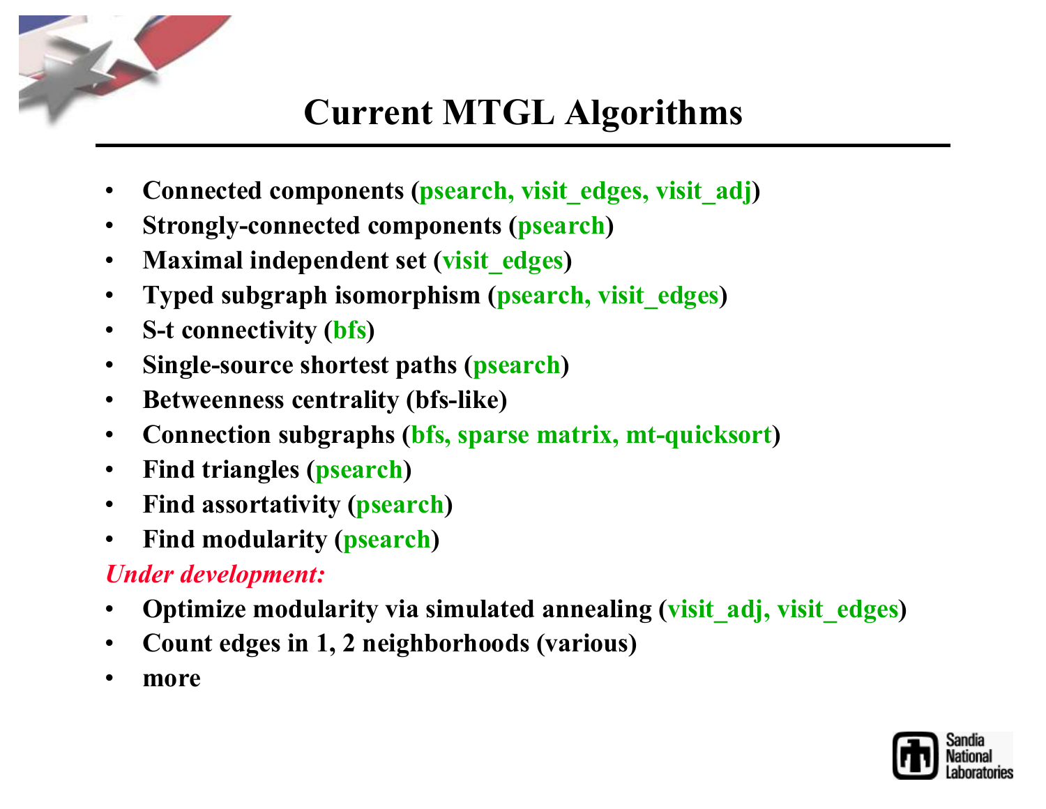# Current MTGL Algorithms

- **Connected components (psearch, visit_edges, visit_adj)**
- **Strongly-connected components (psearch)**
- **Maximal independent set (visit_edges)**
- **Typed subgraph isomorphism (psearch, visit_edges)**
- **S-t connectivity (bfs)**
- **Single-source shortest paths (psearch)**
- **Betweenness centrality (bfs-like)**
- **Connection subgraphs (bfs, sparse matrix, mt-quicksort)**
- **Find triangles (psearch)**
- **Find assortativity (psearch)**
- **Find modularity (psearch)**

***Under development:***

- **Optimize modularity via simulated annealing (visit_adj, visit_edges)**
- **Count edges in 1, 2 neighborhoods (various)**
- **more**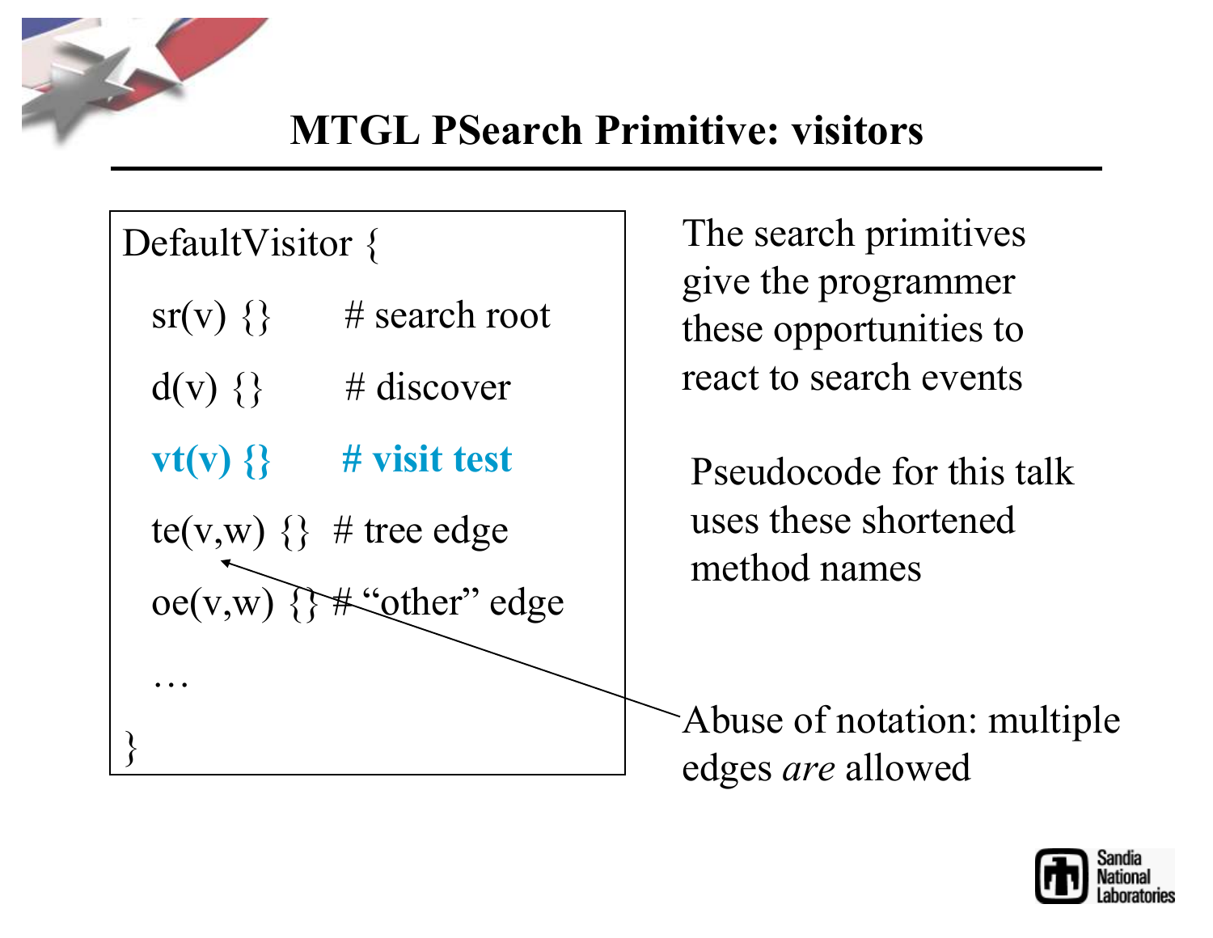# MTGL PSearch Primitive: visitors

```
DefaultVisitor {
  sr(v) {}       # search root
  d(v) {}        # discover
  vt(v) {}       # visit test
  te(v,w) {}     # tree edge
  oe(v,w) {}     # "other" edge
  …
}
```

The search primitives give the programmer these opportunities to react to search events

Pseudocode for this talk uses these shortened method names

Abuse of notation: multiple edges *are* allowed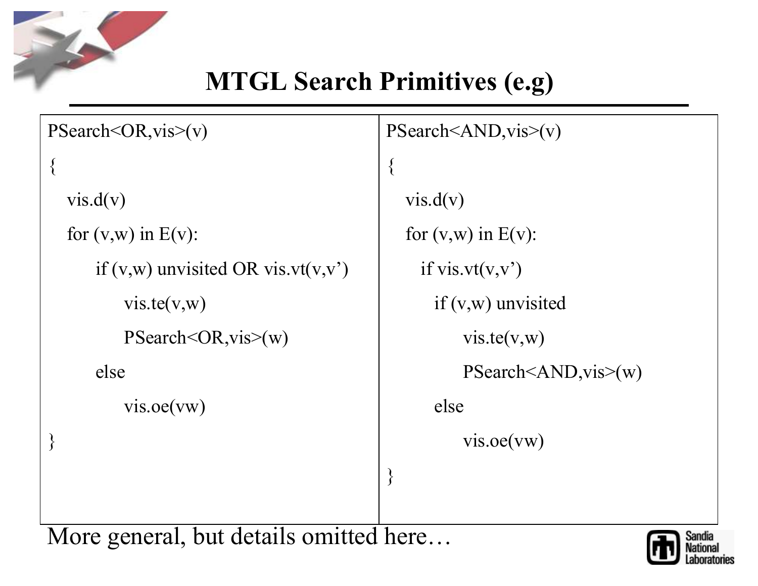# MTGL Search Primitives (e.g)

```
PSearch<OR,vis>(v)
{
   vis.d(v)
   for (v,w) in E(v):
       if (v,w) unvisited OR vis.vt(v,v')
           vis.te(v,w)
           PSearch<OR,vis>(w)
       else
           vis.oe(vw)
}
```

```
PSearch<AND,vis>(v)
{
   vis.d(v)
   for (v,w) in E(v):
     if vis.vt(v,v')
       if (v,w) unvisited
           vis.te(v,w)
           PSearch<AND,vis>(w)
       else
           vis.oe(vw)
}
```

More general, but details omitted here…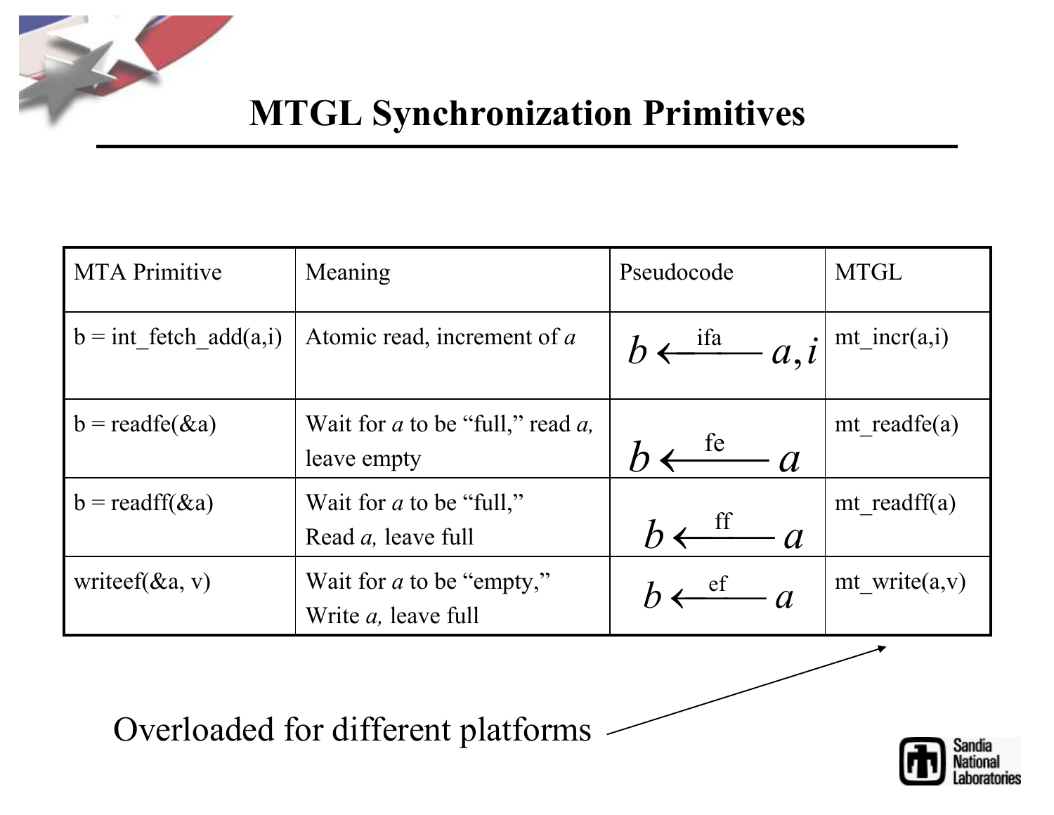# MTGL Synchronization Primitives

| MTA Primitive | Meaning | Pseudocode | MTGL |
|---|---|---|---|
| b = int_fetch_add(a,i) | Atomic read, increment of *a* | $b \xleftarrow{\text{ifa}} a, i$ | mt_incr(a,i) |
| b = readfe(&a) | Wait for *a* to be "full," read *a,* leave empty | $b \xleftarrow{\text{fe}} a$ | mt_readfe(a) |
| b = readff(&a) | Wait for *a* to be "full," Read *a,* leave full | $b \xleftarrow{\text{ff}} a$ | mt_readff(a) |
| writeef(&a, v) | Wait for *a* to be "empty," Write *a,* leave full | $b \xleftarrow{\text{ef}} a$ | mt_write(a,v) |

Overloaded for different platforms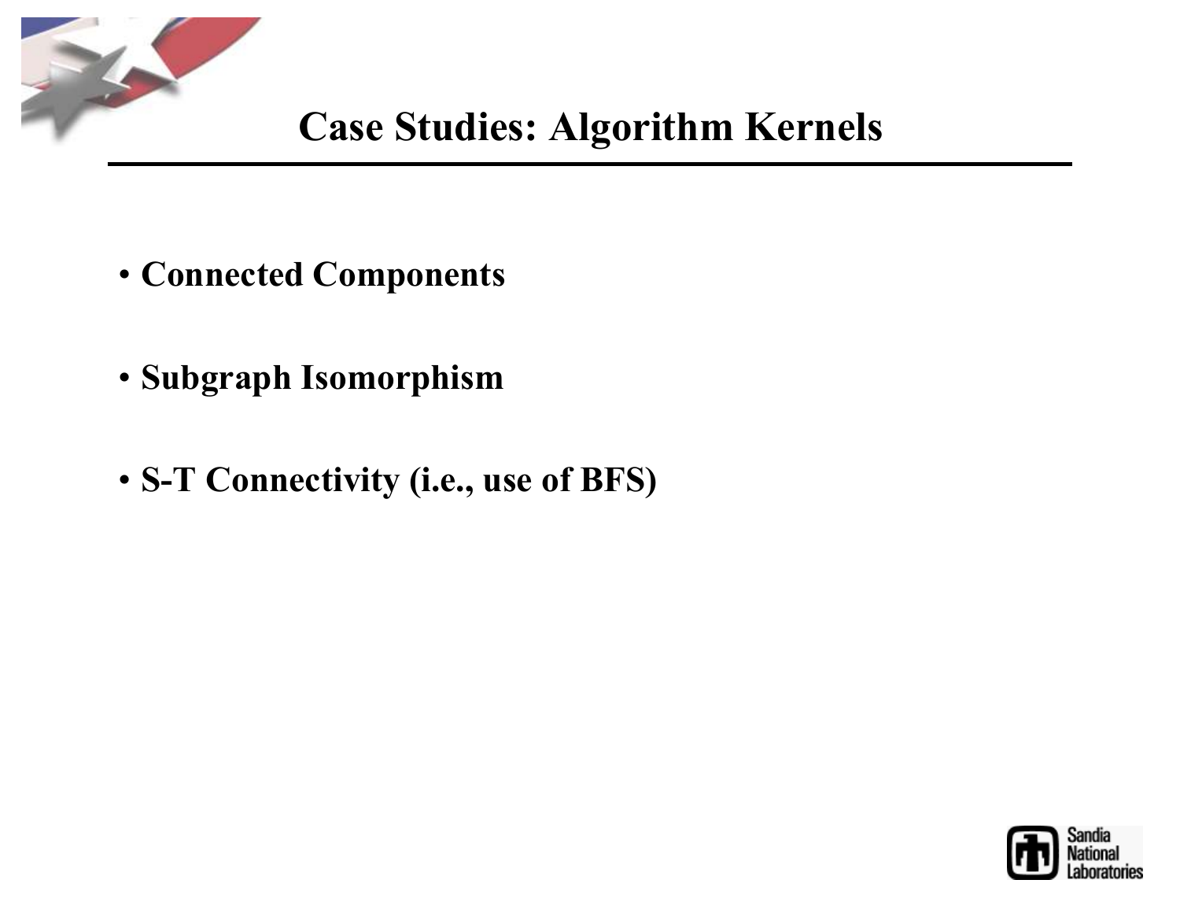# Case Studies: Algorithm Kernels

- **Connected Components**
- **Subgraph Isomorphism**
- **S-T Connectivity (i.e., use of BFS)**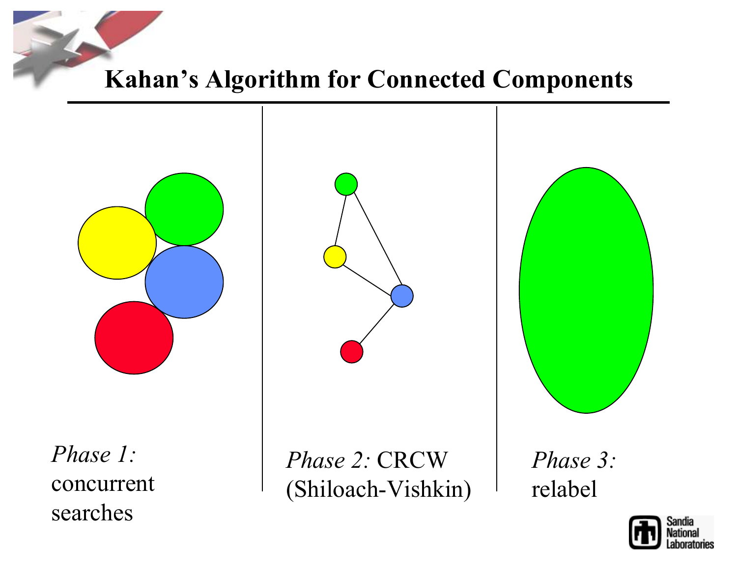# Kahan's Algorithm for Connected Components

*Phase 1:* concurrent searches

*Phase 2:* CRCW (Shiloach-Vishkin)

*Phase 3:* relabel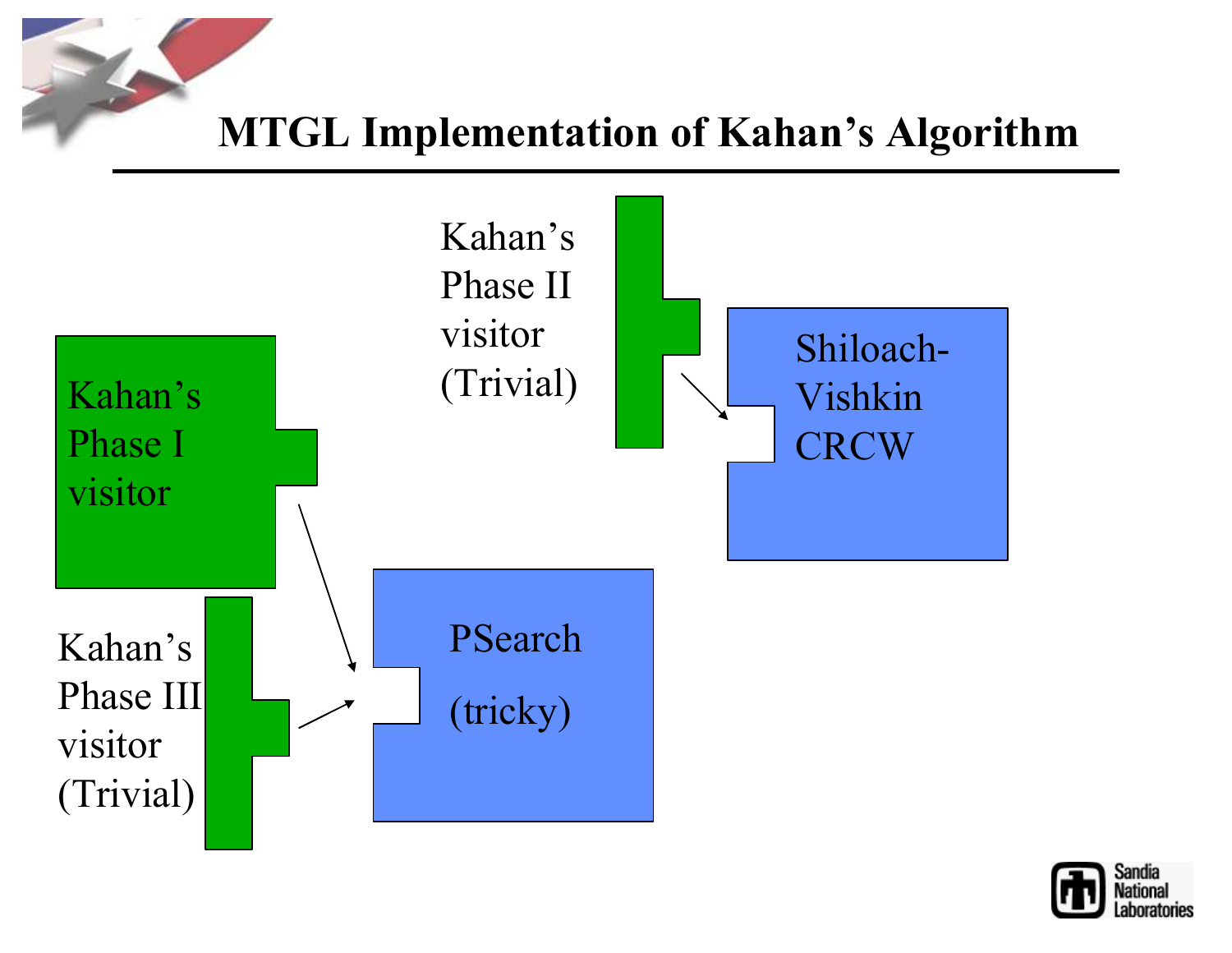# MTGL Implementation of Kahan's Algorithm

Kahan's Phase II visitor (Trivial)

Shiloach-Vishkin CRCW

Kahan's Phase I visitor

Kahan's Phase III visitor (Trivial)

PSearch (tricky)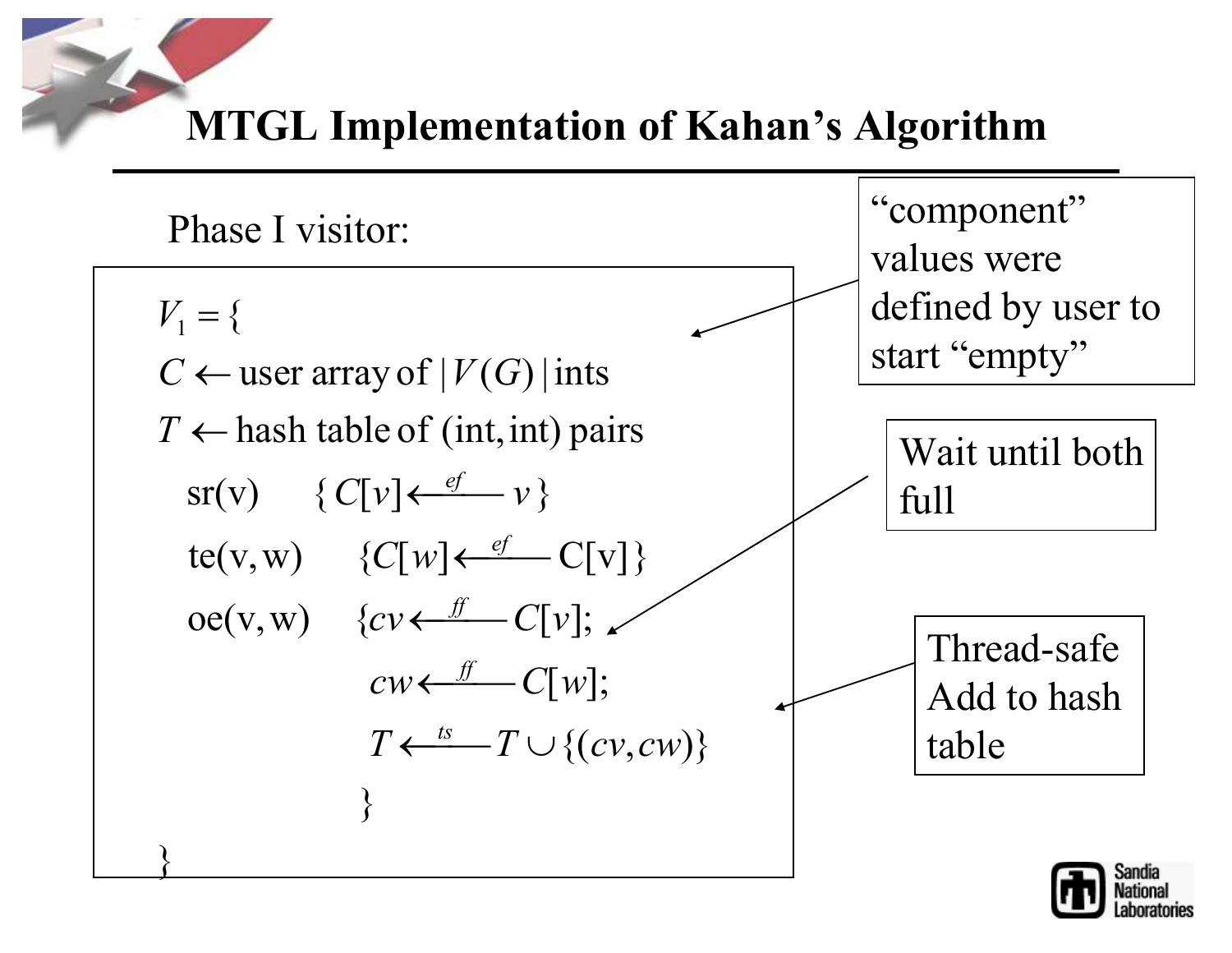# MTGL Implementation of Kahan's Algorithm

Phase I visitor:

$$
\begin{aligned}
& V_1 = \{ \\
& C \leftarrow \text{user array of } |V(G)| \text{ ints} \\
& T \leftarrow \text{hash table of (int, int) pairs} \\
& \quad \text{sr(v)} \quad \{ C[v] \xleftarrow{ef} v \} \\
& \quad \text{te(v, w)} \quad \{ C[w] \xleftarrow{ef} \text{C[v]} \} \\
& \quad \text{oe(v, w)} \quad \{ cv \xleftarrow{ff} C[v]; \\
& \qquad\qquad\qquad cw \xleftarrow{ff} C[w]; \\
& \qquad\qquad\qquad T \xleftarrow{ts} T \cup \{(cv, cw)\} \\
& \qquad\qquad\qquad \} \\
& \}
\end{aligned}
$$

- "component" values were defined by user to start "empty"
- Wait until both full
- Thread-safe Add to hash table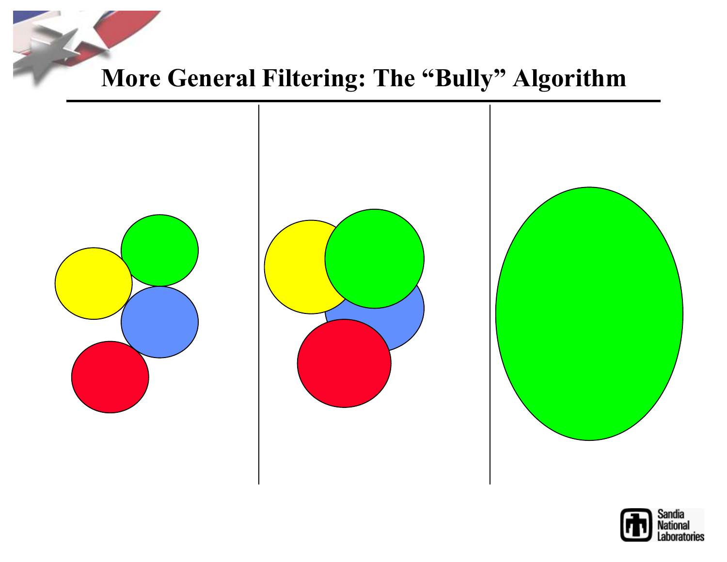# More General Filtering: The "Bully" Algorithm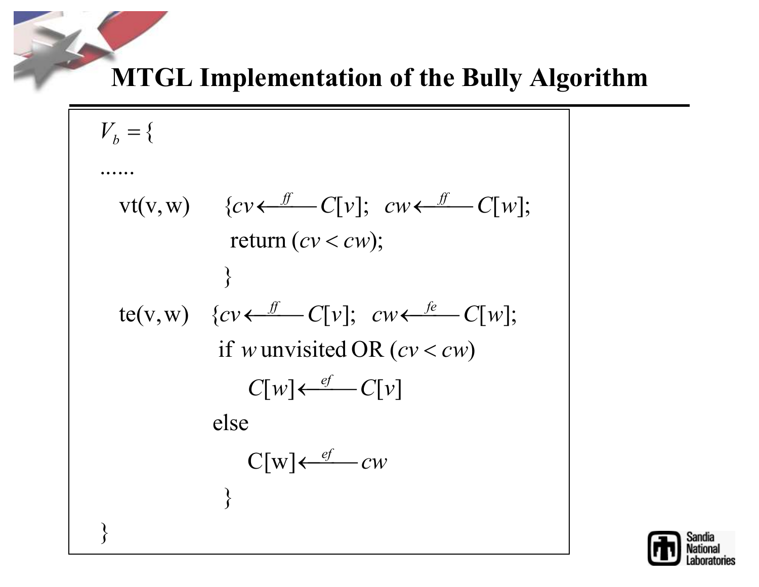# MTGL Implementation of the Bully Algorithm

$V_b = \{$

......

vt(v, w) $\{cv \xleftarrow{ff} C[v];\;\; cw \xleftarrow{ff} C[w];$

$\quad$ return $(cv < cw)$;

$\}$

te(v, w) $\{cv \xleftarrow{ff} C[v];\;\; cw \xleftarrow{fe} C[w];$

$\quad$ if $w$ unvisited OR $(cv < cw)$

$\qquad C[w] \xleftarrow{ef} C[v]$

$\quad$ else

$\qquad C[w] \xleftarrow{ef} cw$

$\}$

$\}$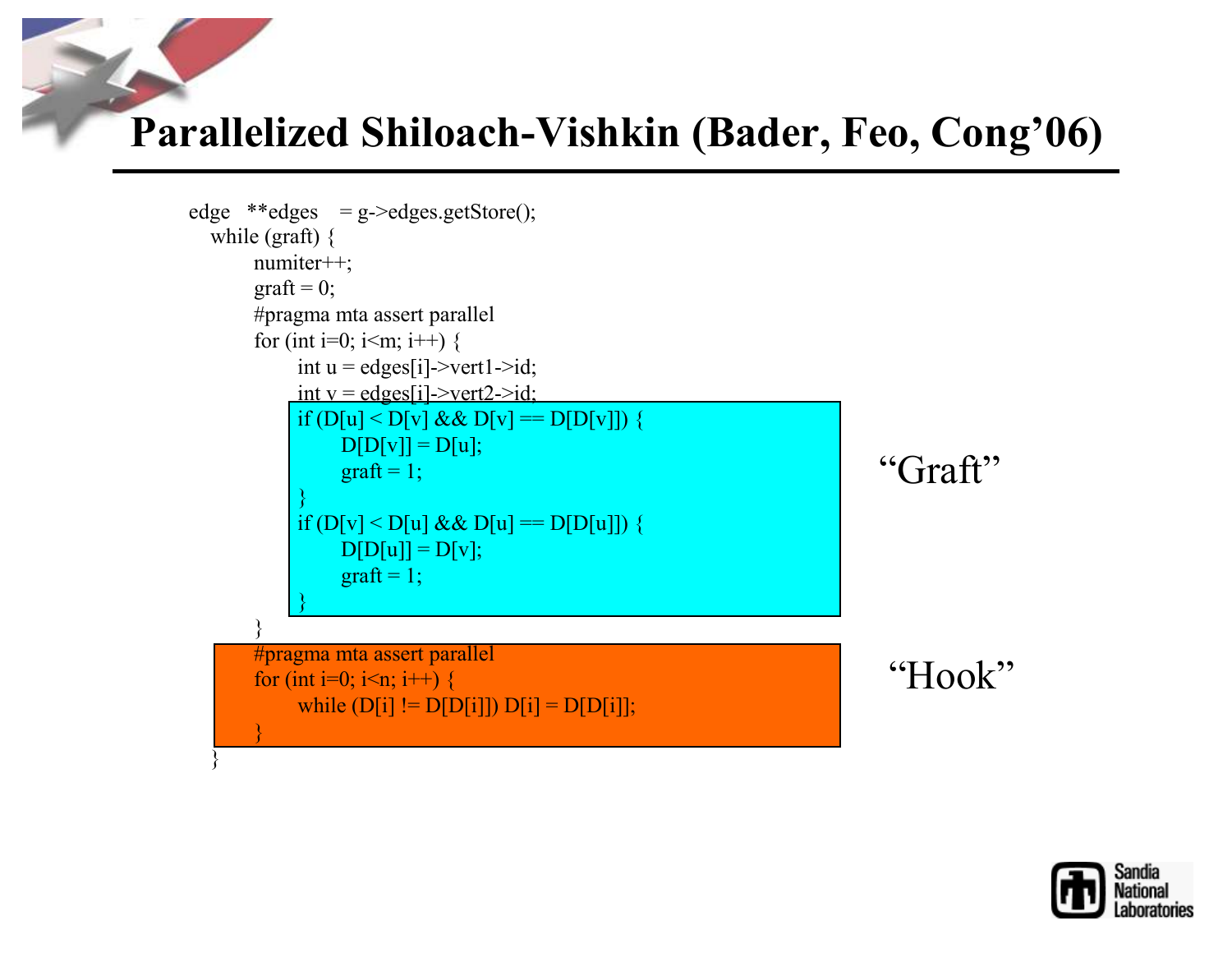# Parallelized Shiloach-Vishkin (Bader, Feo, Cong'06)

```
edge   **edges   = g->edges.getStore();
   while (graft) {
         numiter++;
         graft = 0;
         #pragma mta assert parallel
         for (int i=0; i<m; i++) {
               int u = edges[i]->vert1->id;
               int v = edges[i]->vert2->id;
               if (D[u] < D[v] && D[v] == D[D[v]]) {
                     D[D[v]] = D[u];
                     graft = 1;
               }
               if (D[v] < D[u] && D[u] == D[D[u]]) {
                     D[D[u]] = D[v];
                     graft = 1;
               }
         }
         #pragma mta assert parallel
         for (int i=0; i<n; i++) {
               while (D[i] != D[D[i]]) D[i] = D[D[i]];
         }
   }
```

"Graft"

"Hook"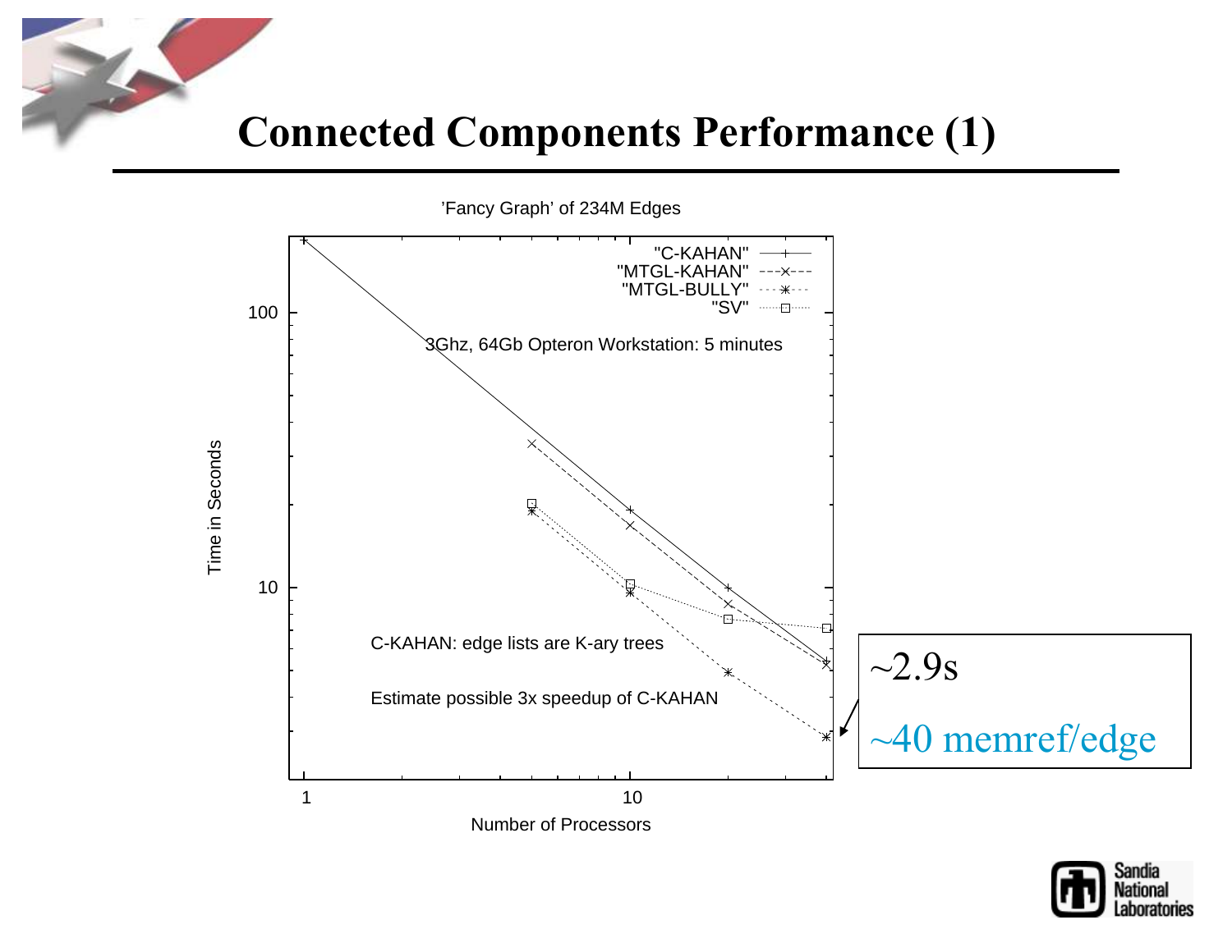# Connected Components Performance (1)

'Fancy Graph' of 234M Edges

"C-KAHAN"
"MTGL-KAHAN"
"MTGL-BULLY"
"SV"

3Ghz, 64Gb Opteron Workstation: 5 minutes

C-KAHAN: edge lists are K-ary trees

Estimate possible 3x speedup of C-KAHAN

Time in Seconds

Number of Processors

~2.9s

~40 memref/edge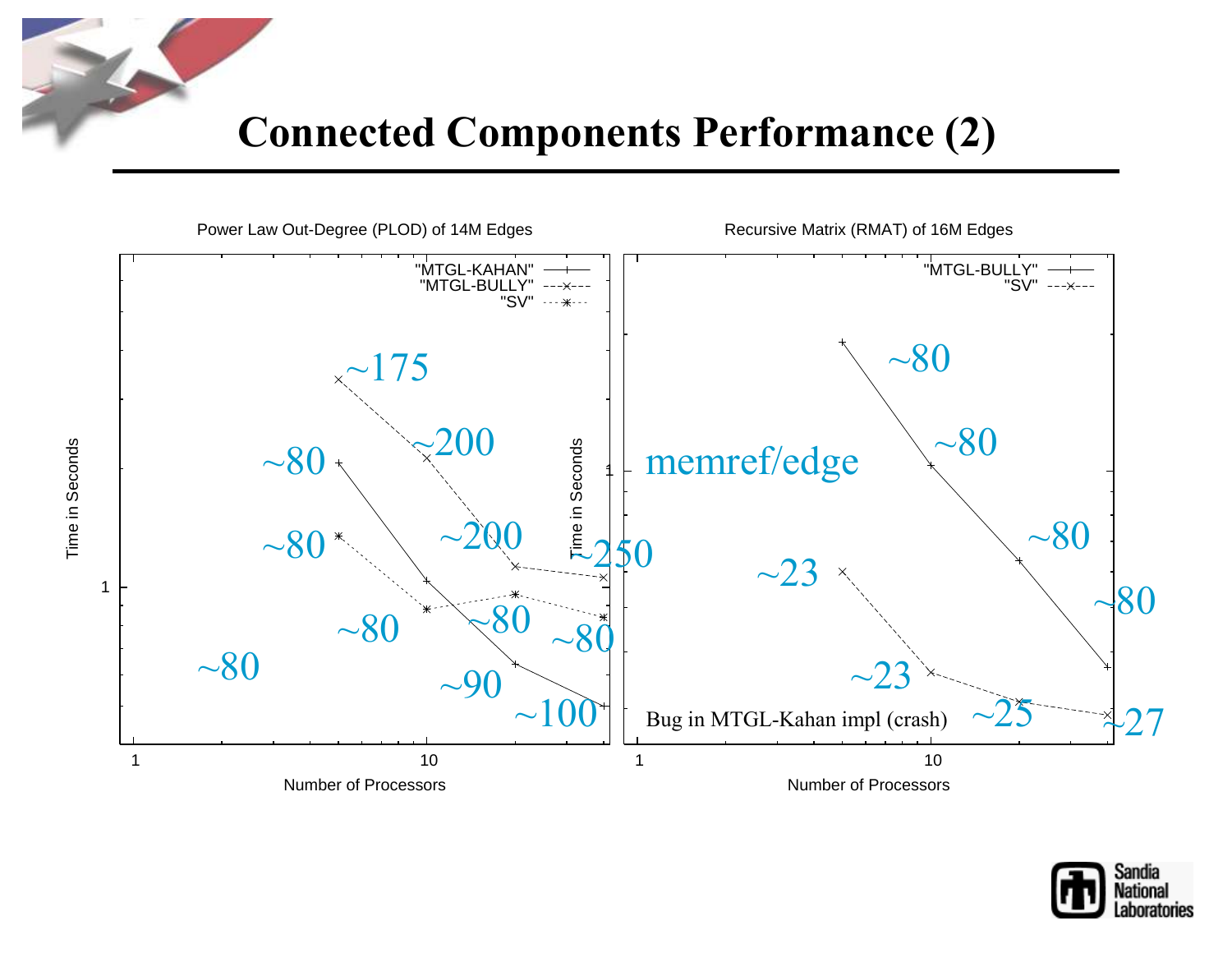# Connected Components Performance (2)

**Power Law Out-Degree (PLOD) of 14M Edges**

Legend: "MTGL-KAHAN", "MTGL-BULLY", "SV"

Y-axis: Time in Seconds — X-axis: Number of Processors

Annotations: ~175, ~200, ~200, ~250, ~80, ~80, ~80, ~80, ~80, ~80, ~90, ~100

**Recursive Matrix (RMAT) of 16M Edges**

Legend: "MTGL-BULLY", "SV"

Y-axis: Time in Seconds — X-axis: Number of Processors

Annotations: memref/edge, ~80, ~80, ~80, ~80, ~23, ~23, ~25, ~27

Bug in MTGL-Kahan impl (crash)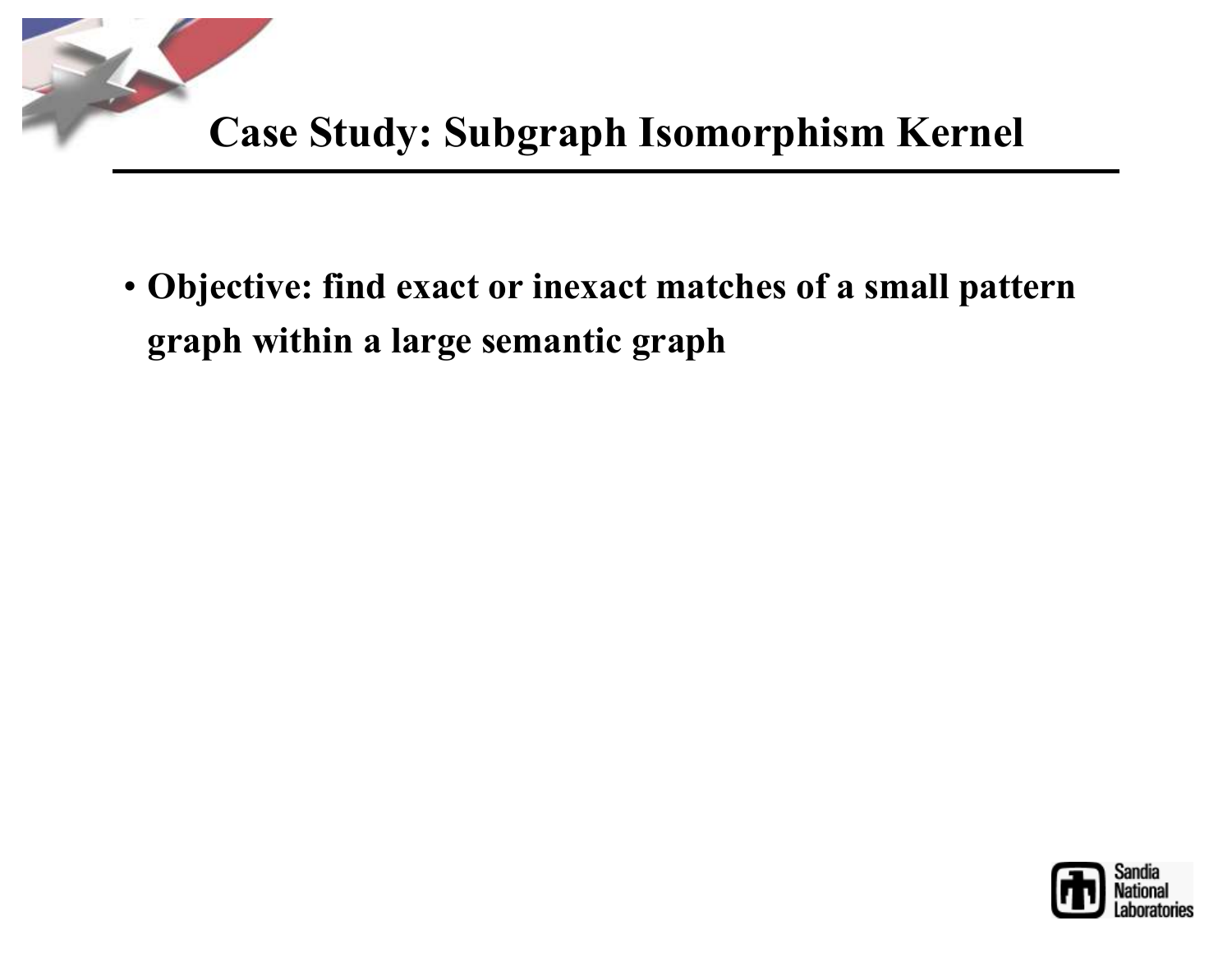# Case Study: Subgraph Isomorphism Kernel

- **Objective: find exact or inexact matches of a small pattern graph within a large semantic graph**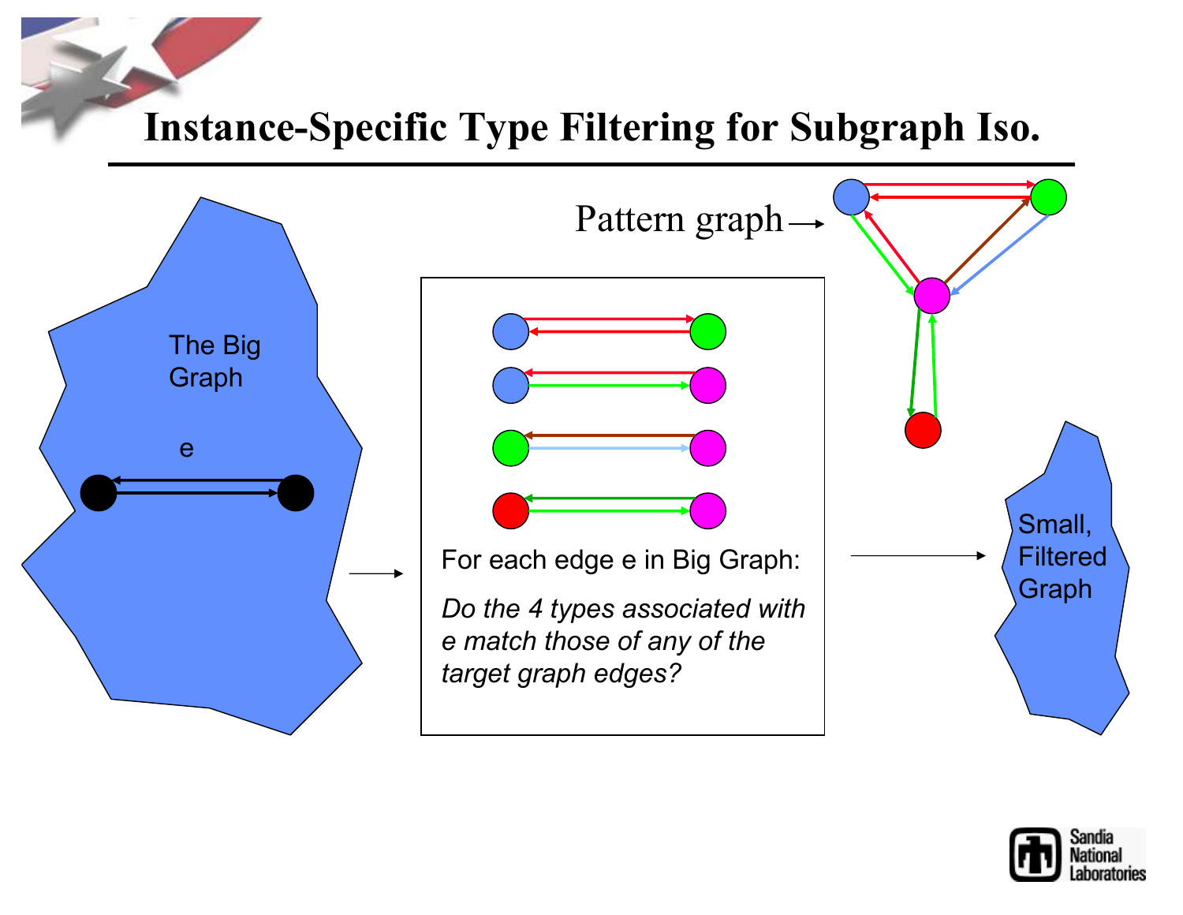# Instance-Specific Type Filtering for Subgraph Iso.

Pattern graph

The Big Graph

e

For each edge e in Big Graph:

*Do the 4 types associated with e match those of any of the target graph edges?*

Small, Filtered Graph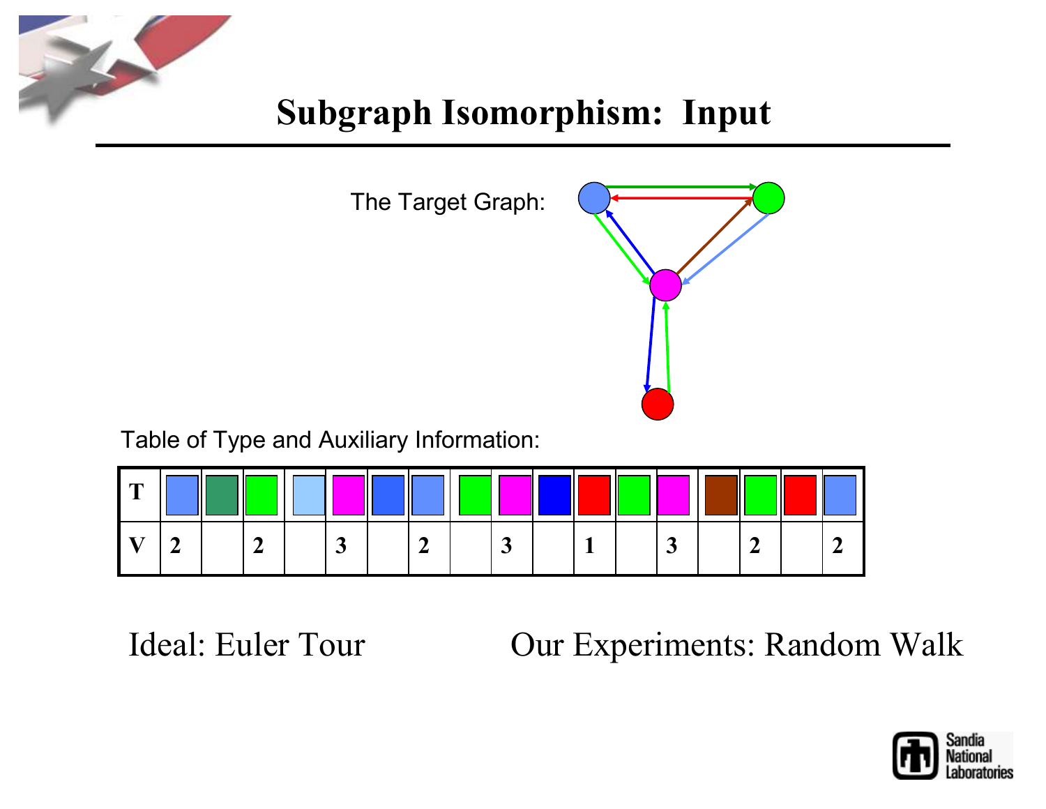# Subgraph Isomorphism: Input

The Target Graph:

Table of Type and Auxiliary Information:

| T | | | | | | | | | | | | | | | | | |
|---|---|---|---|---|---|---|---|---|---|---|---|---|---|---|---|---|---|
| V | 2 | | 2 | | 3 | | 2 | | 3 | | 1 | | 3 | | 2 | | 2 |

Ideal: Euler Tour

Our Experiments: Random Walk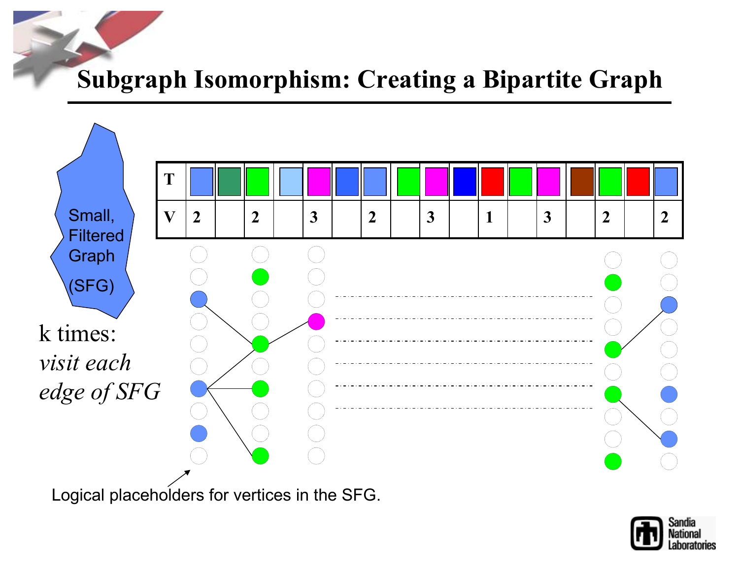# Subgraph Isomorphism: Creating a Bipartite Graph

| T | ■ | ■ | ■ | ■ | ■ | ■ | ■ | ■ | ■ | ■ | ■ | ■ | ■ | ■ | ■ | ■ | ■ |
|---|---|---|---|---|---|---|---|---|---|---|---|---|---|---|---|---|---|
| V | 2 | | 2 | | 3 | | 2 | | 3 | | 1 | | 3 | | 2 | | 2 |

Small, Filtered Graph (SFG)

k times:
*visit each edge of SFG*

Logical placeholders for vertices in the SFG.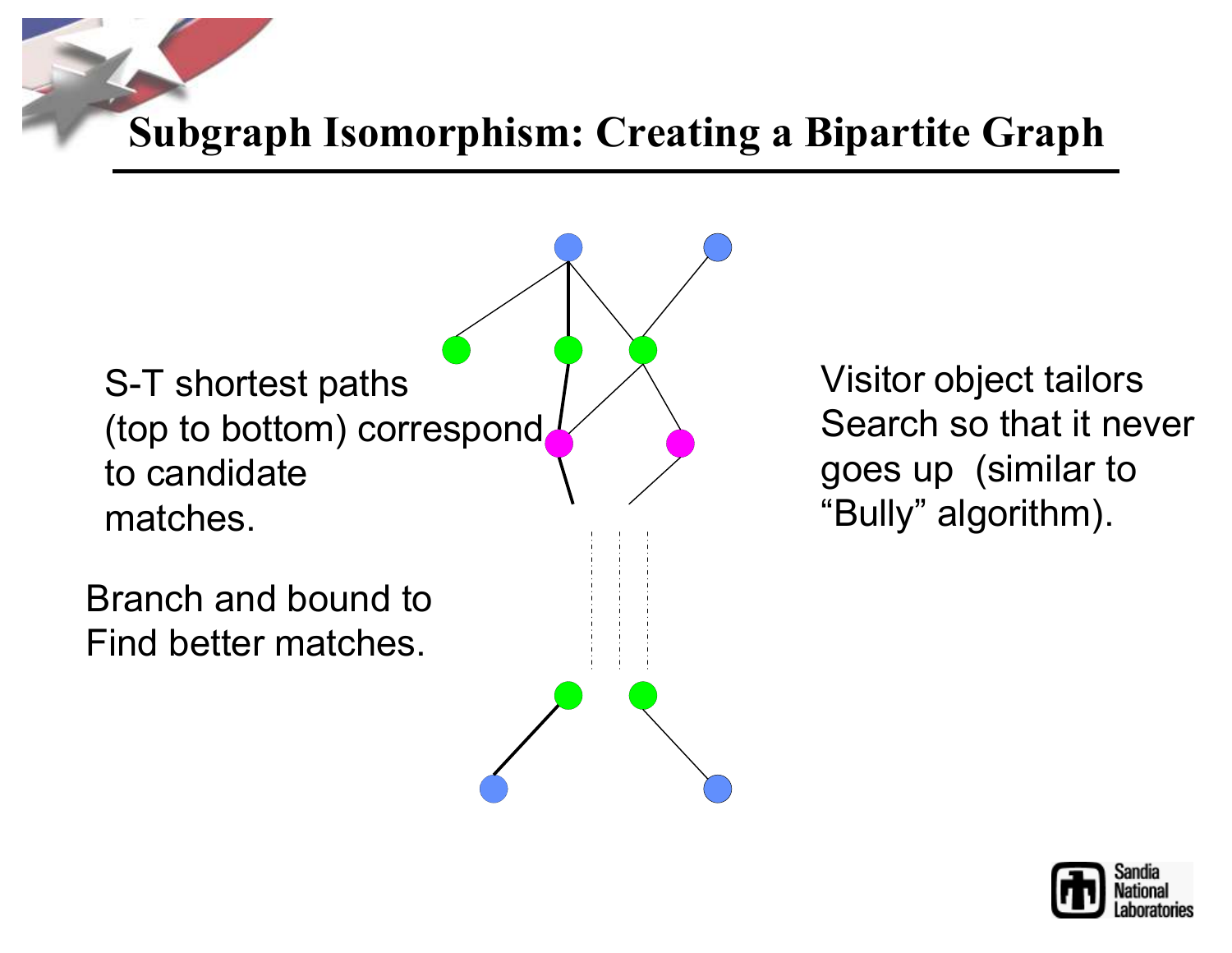# Subgraph Isomorphism: Creating a Bipartite Graph

S-T shortest paths (top to bottom) correspond to candidate matches.

Branch and bound to Find better matches.

Visitor object tailors Search so that it never goes up (similar to "Bully" algorithm).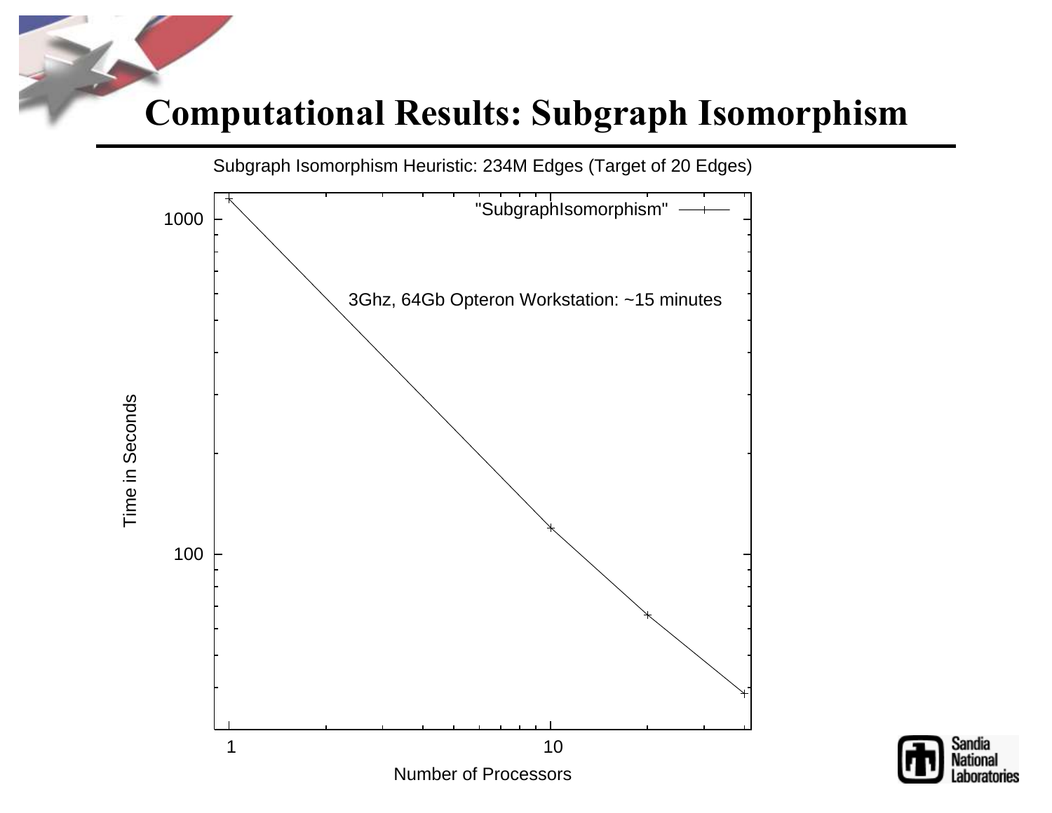# Computational Results: Subgraph Isomorphism

Subgraph Isomorphism Heuristic: 234M Edges (Target of 20 Edges)

"SubgraphIsomorphism"

3Ghz, 64Gb Opteron Workstation: ~15 minutes

Time in Seconds

1000

100

1

10

Number of Processors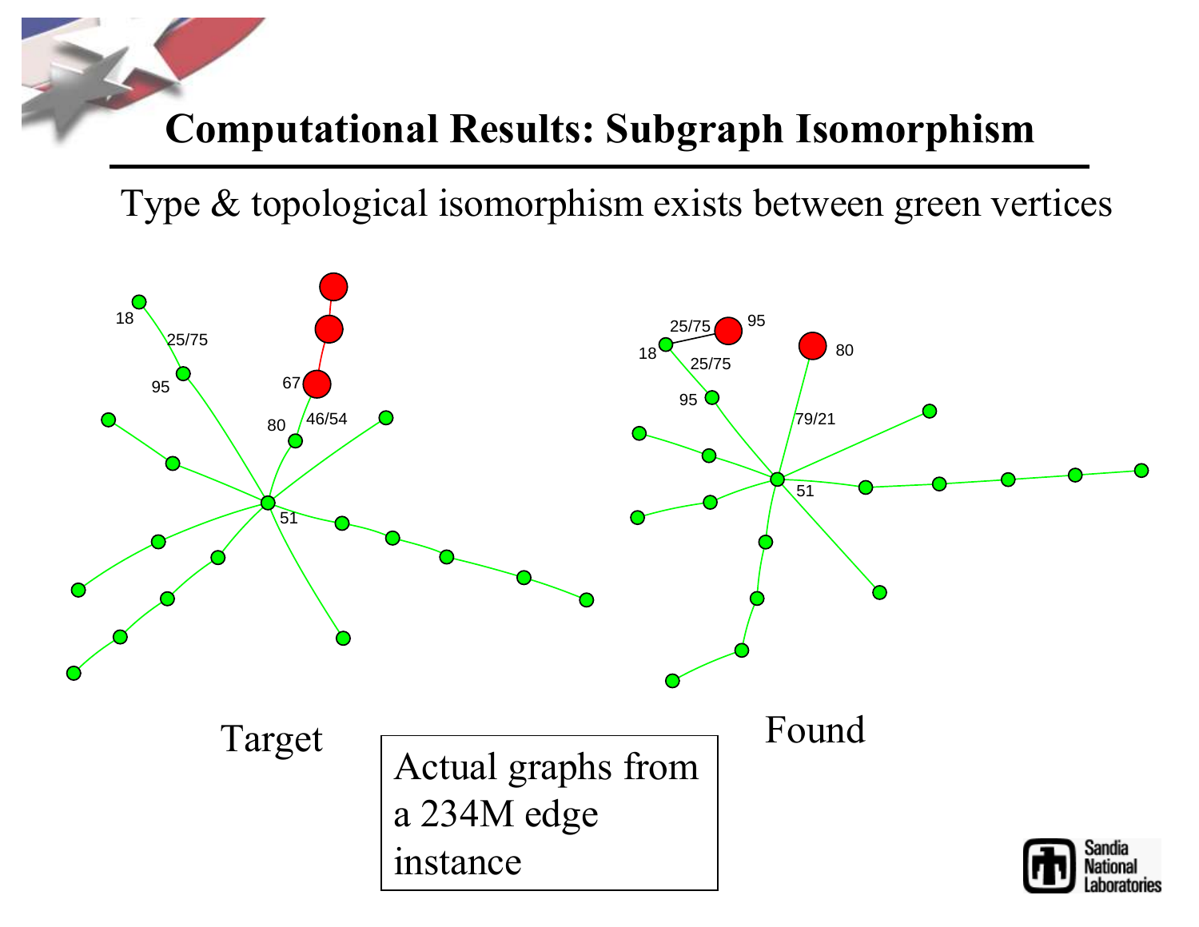# Computational Results: Subgraph Isomorphism

Type & topological isomorphism exists between green vertices

Target

Found

Actual graphs from a 234M edge instance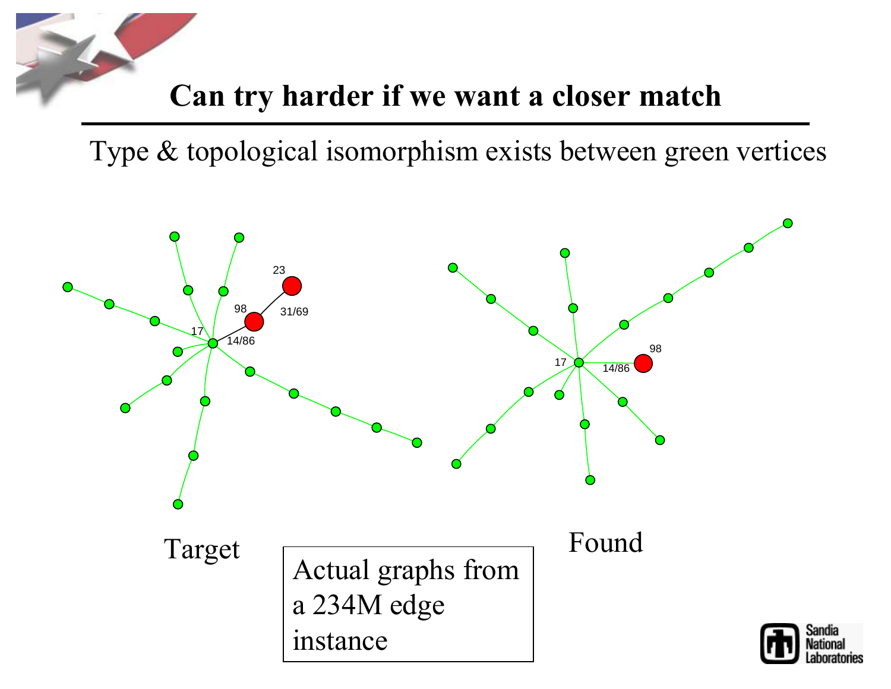# Can try harder if we want a closer match

Type & topological isomorphism exists between green vertices

Target

Found

Actual graphs from a 234M edge instance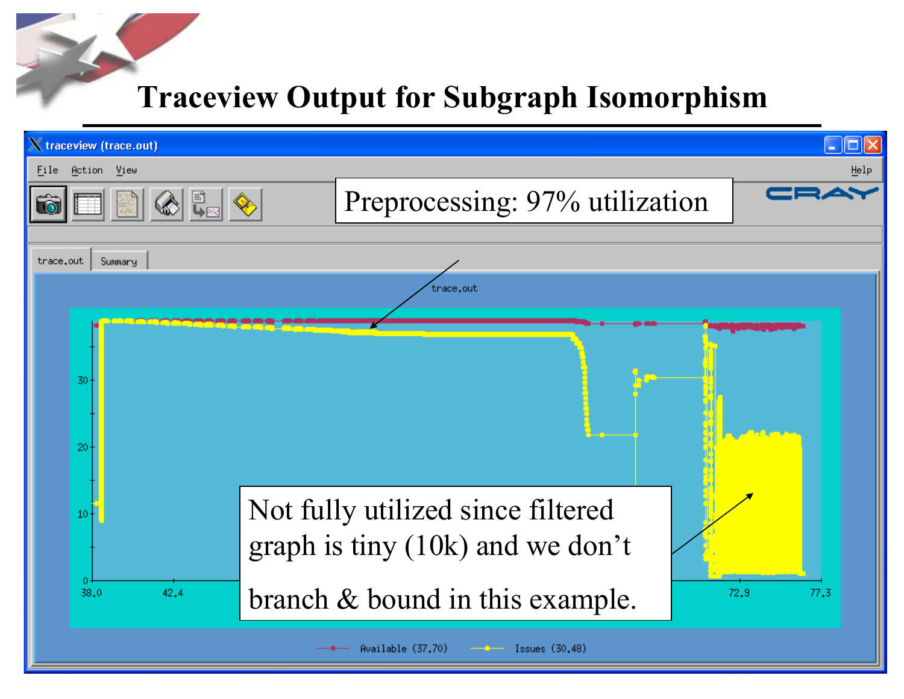# Traceview Output for Subgraph Isomorphism

Preprocessing: 97% utilization

Not fully utilized since filtered graph is tiny (10k) and we don't branch & bound in this example.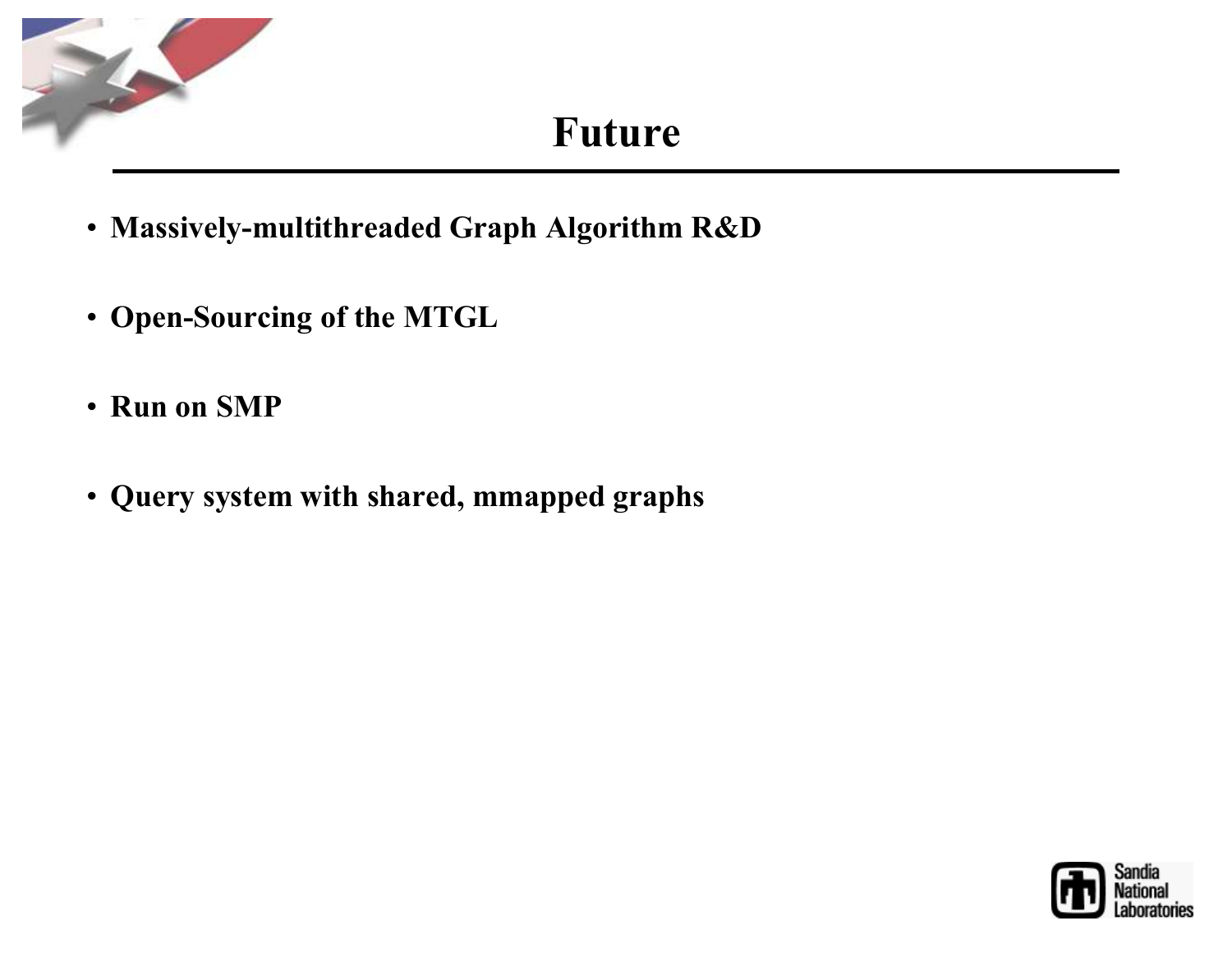# Future

- **Massively-multithreaded Graph Algorithm R&D**
- **Open-Sourcing of the MTGL**
- **Run on SMP**
- **Query system with shared, mmapped graphs**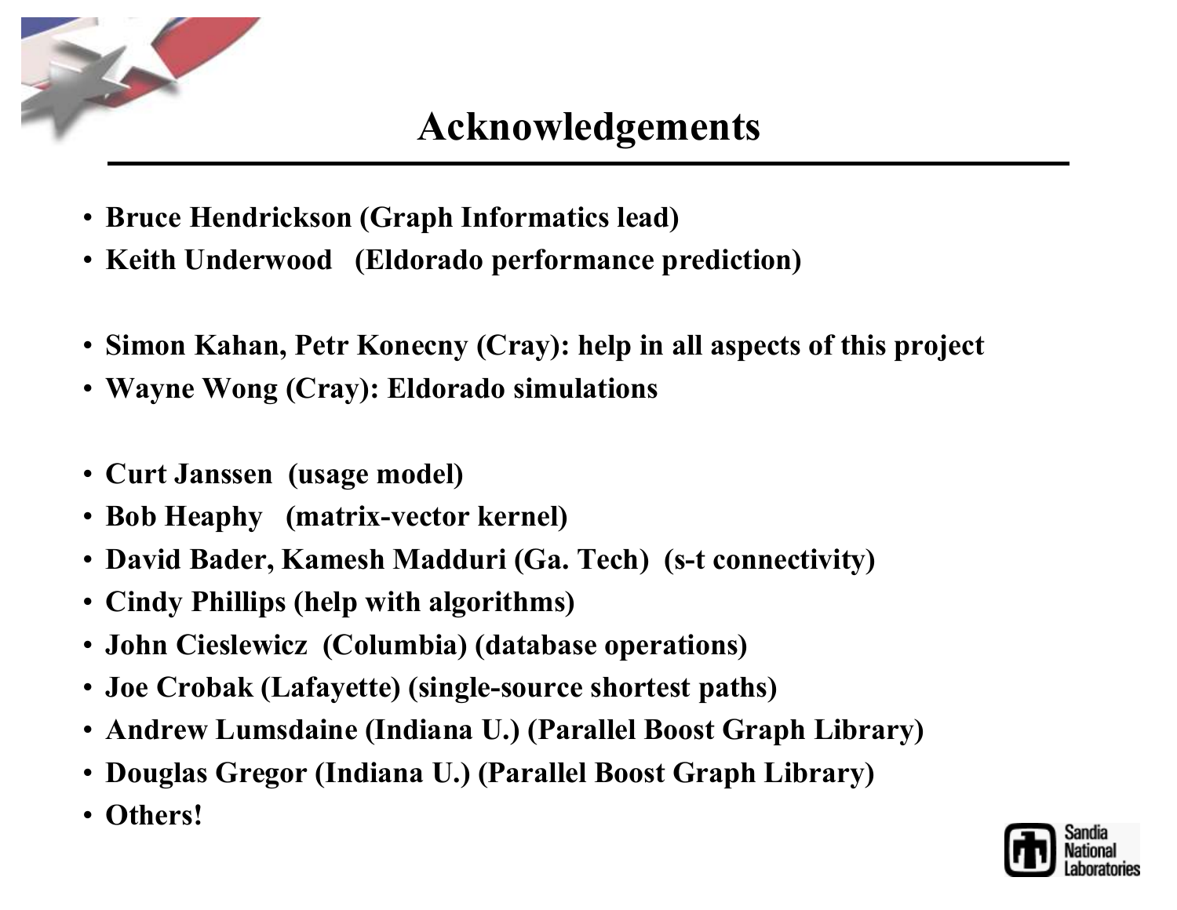# Acknowledgements

- Bruce Hendrickson (Graph Informatics lead)
- Keith Underwood (Eldorado performance prediction)

- Simon Kahan, Petr Konecny (Cray): help in all aspects of this project
- Wayne Wong (Cray): Eldorado simulations

- Curt Janssen (usage model)
- Bob Heaphy (matrix-vector kernel)
- David Bader, Kamesh Madduri (Ga. Tech) (s-t connectivity)
- Cindy Phillips (help with algorithms)
- John Cieslewicz (Columbia) (database operations)
- Joe Crobak (Lafayette) (single-source shortest paths)
- Andrew Lumsdaine (Indiana U.) (Parallel Boost Graph Library)
- Douglas Gregor (Indiana U.) (Parallel Boost Graph Library)
- Others!